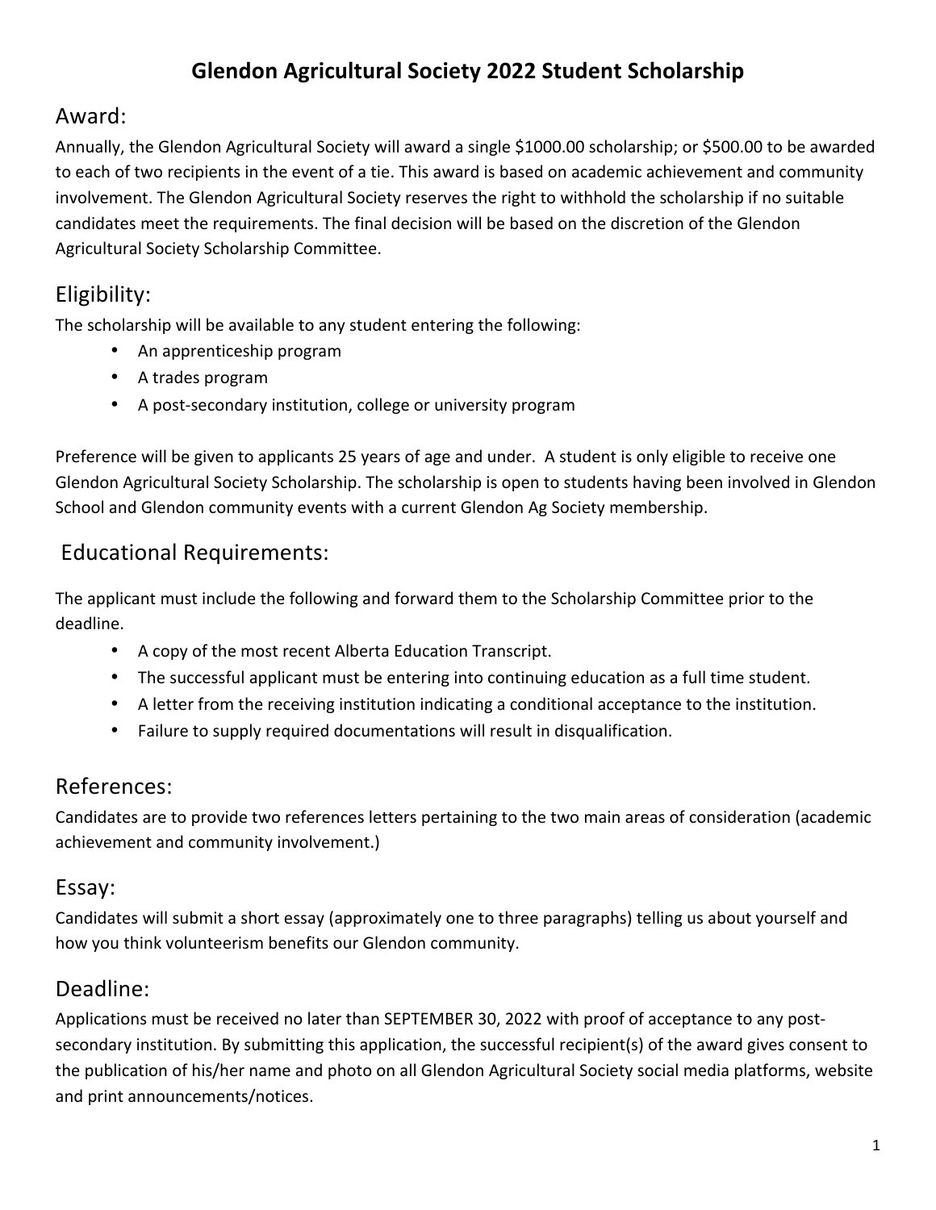# Glendon Agricultural Society 2022 Student Scholarship

## Award:

Annually, the Glendon Agricultural Society will award a single $1000.00 scholarship; or $500.00 to be awarded to each of two recipients in the event of a tie. This award is based on academic achievement and community involvement. The Glendon Agricultural Society reserves the right to withhold the scholarship if no suitable candidates meet the requirements. The final decision will be based on the discretion of the Glendon Agricultural Society Scholarship Committee.

## Eligibility:

The scholarship will be available to any student entering the following:

- An apprenticeship program
- A trades program
- A post-secondary institution, college or university program

Preference will be given to applicants 25 years of age and under. A student is only eligible to receive one Glendon Agricultural Society Scholarship. The scholarship is open to students having been involved in Glendon School and Glendon community events with a current Glendon Ag Society membership.

## Educational Requirements:

The applicant must include the following and forward them to the Scholarship Committee prior to the deadline.

- A copy of the most recent Alberta Education Transcript.
- The successful applicant must be entering into continuing education as a full time student.
- A letter from the receiving institution indicating a conditional acceptance to the institution.
- Failure to supply required documentations will result in disqualification.

## References:

Candidates are to provide two references letters pertaining to the two main areas of consideration (academic achievement and community involvement.)

## Essay:

Candidates will submit a short essay (approximately one to three paragraphs) telling us about yourself and how you think volunteerism benefits our Glendon community.

## Deadline:

Applications must be received no later than SEPTEMBER 30, 2022 with proof of acceptance to any post-secondary institution. By submitting this application, the successful recipient(s) of the award gives consent to the publication of his/her name and photo on all Glendon Agricultural Society social media platforms, website and print announcements/notices.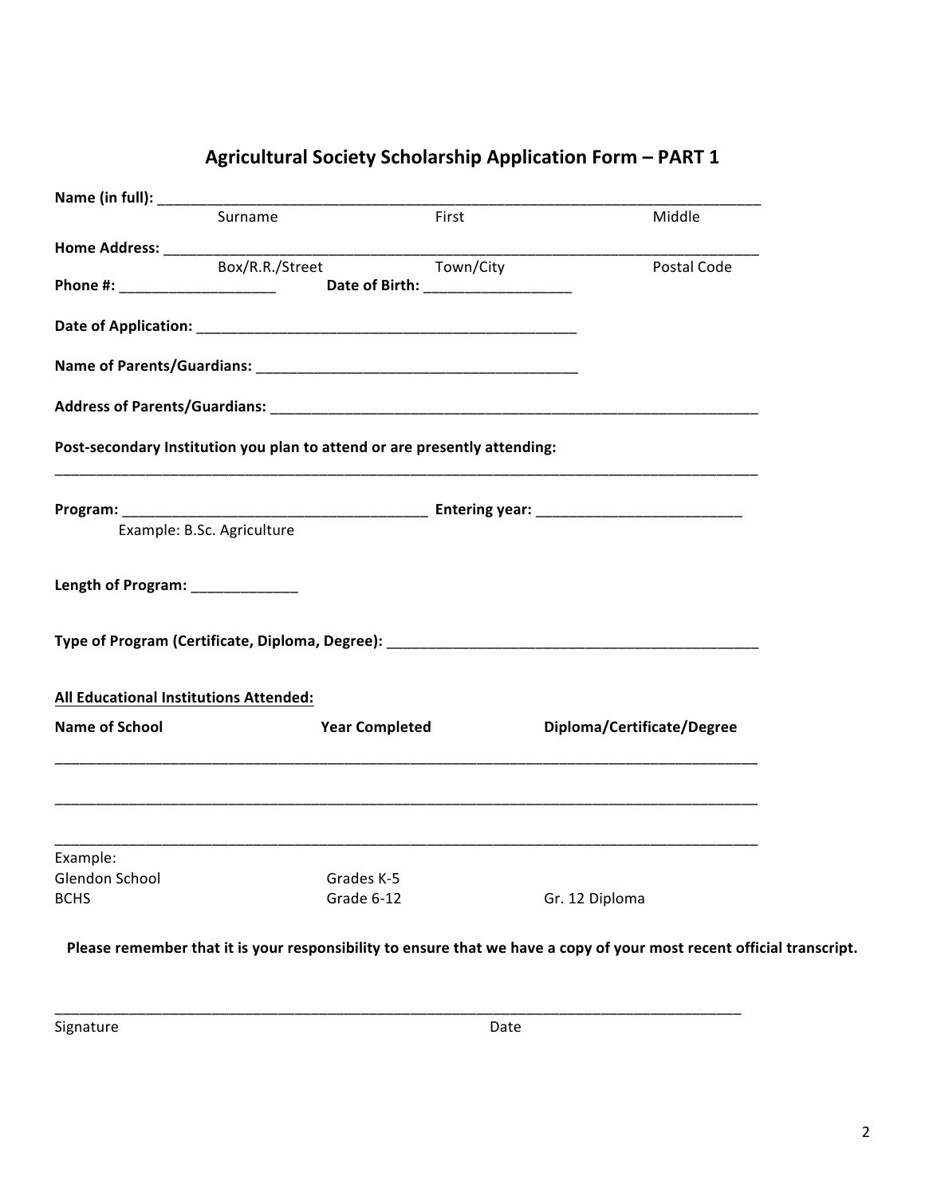# Agricultural Society Scholarship Application Form – PART 1

**Name (in full):** ________________________________________________________________________________

Surname First Middle

**Home Address:** _______________________________________________________________________________

Box/R.R./Street Town/City Postal Code

**Phone #:** ___________________ **Date of Birth:** __________________

**Date of Application:** ________________________________________________

**Name of Parents/Guardians:** ________________________________________

**Address of Parents/Guardians:** ______________________________________________________________

**Post-secondary Institution you plan to attend or are presently attending:**

__________________________________________________________________________________________

**Program:** _____________________________________ **Entering year:** _________________________

Example: B.Sc. Agriculture

**Length of Program:** _____________

**Type of Program (Certificate, Diploma, Degree):** ______________________________________________

**<u>All Educational Institutions Attended:</u>**

| Name of School | Year Completed | Diploma/Certificate/Degree |
| --- | --- | --- |
| | | |
| | | |
| | | |

Example:

| | | |
| --- | --- | --- |
| Glendon School | Grades K-5 | |
| BCHS | Grade 6-12 | Gr. 12 Diploma |

**Please remember that it is your responsibility to ensure that we have a copy of your most recent official transcript.**

__________________________________________________________________________________________

Signature Date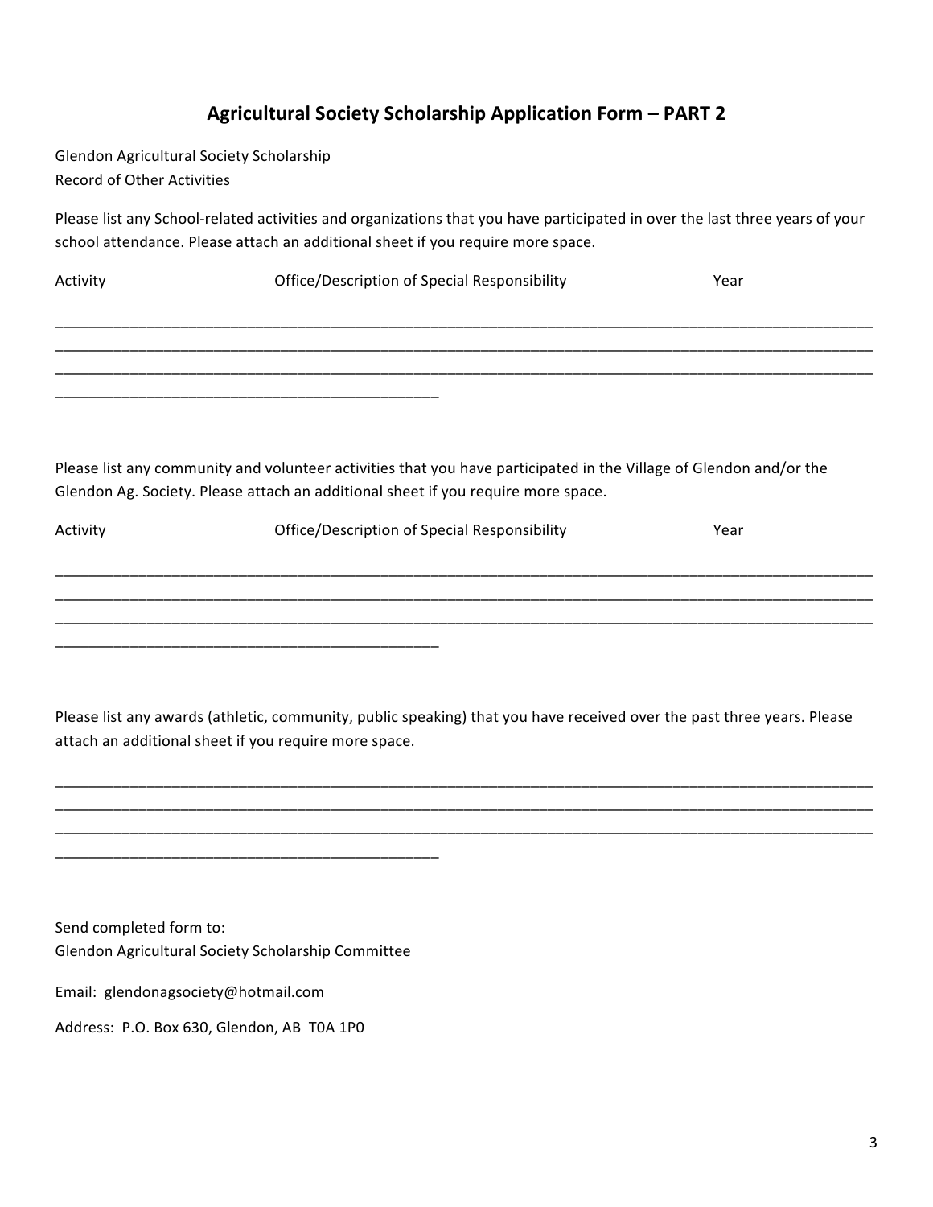## Agricultural Society Scholarship Application Form – PART 2

Glendon Agricultural Society Scholarship
Record of Other Activities

Please list any School-related activities and organizations that you have participated in over the last three years of your school attendance. Please attach an additional sheet if you require more space.

Activity                    Office/Description of Special Responsibility                    Year

________________________________________________________________________________________
________________________________________________________________________________________
________________________________________________________________________________________
____________________________________________

Please list any community and volunteer activities that you have participated in the Village of Glendon and/or the Glendon Ag. Society. Please attach an additional sheet if you require more space.

Activity                    Office/Description of Special Responsibility                    Year

________________________________________________________________________________________
________________________________________________________________________________________
________________________________________________________________________________________
____________________________________________

Please list any awards (athletic, community, public speaking) that you have received over the past three years. Please attach an additional sheet if you require more space.

________________________________________________________________________________________
________________________________________________________________________________________
________________________________________________________________________________________
____________________________________________

Send completed form to:
Glendon Agricultural Society Scholarship Committee

Email: glendonagsociety@hotmail.com

Address: P.O. Box 630, Glendon, AB T0A 1P0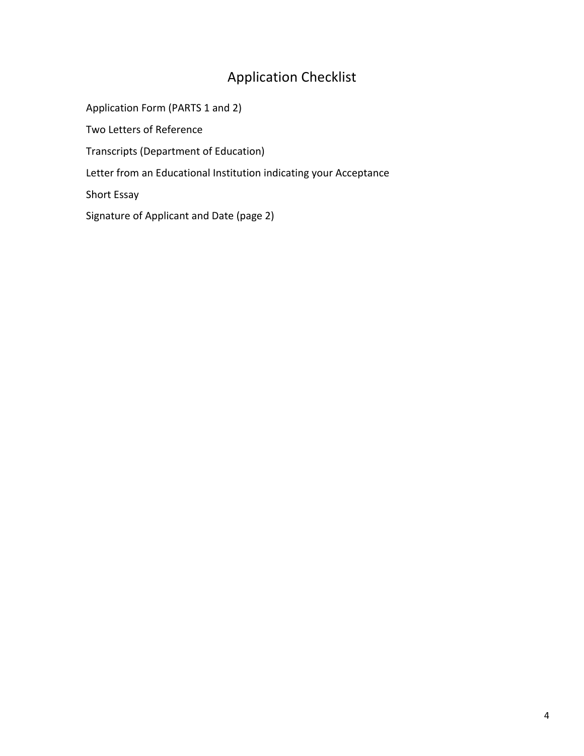# Application Checklist

Application Form (PARTS 1 and 2)

Two Letters of Reference

Transcripts (Department of Education)

Letter from an Educational Institution indicating your Acceptance

Short Essay

Signature of Applicant and Date (page 2)